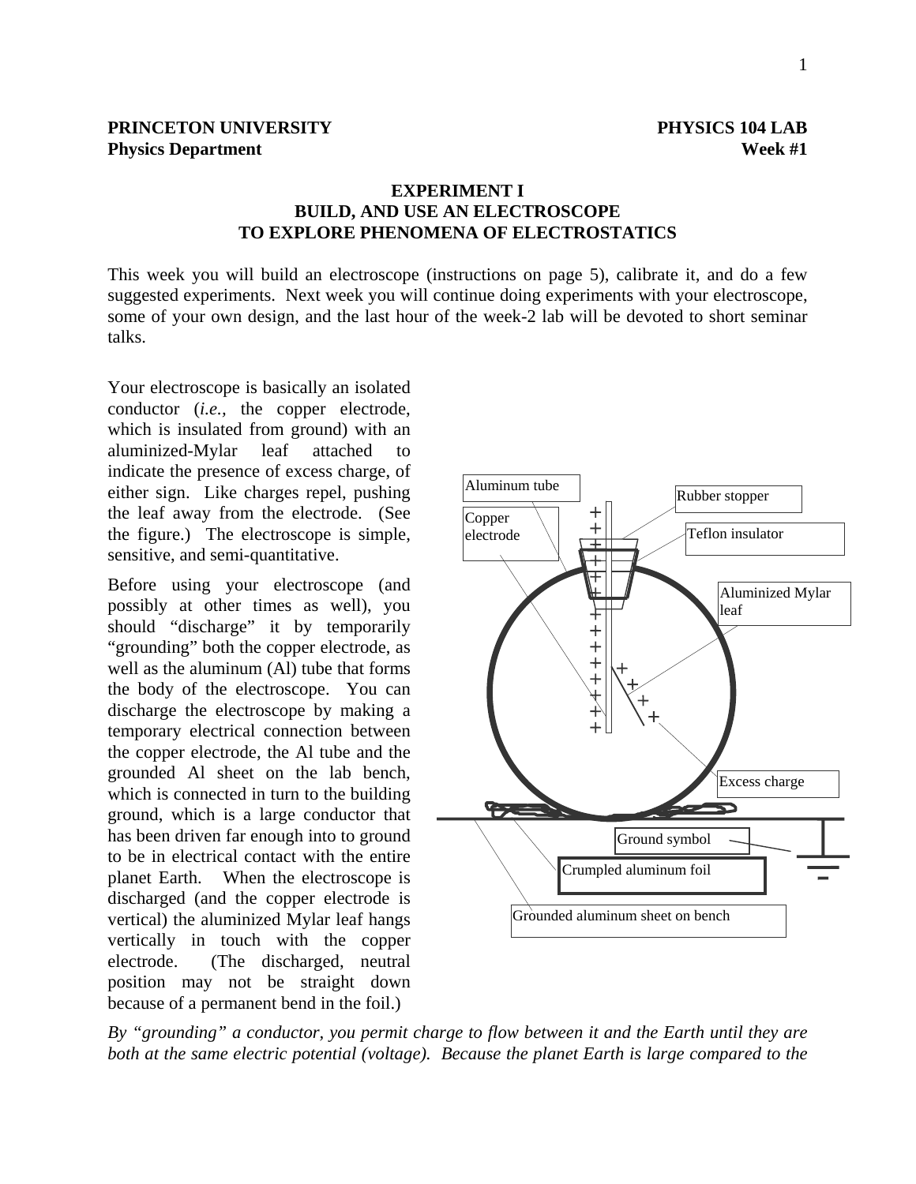**PRINCETON UNIVERSITY** **PHYSICS 104 LAB**
**Physics Department** **Week #1**

## EXPERIMENT I
## BUILD, AND USE AN ELECTROSCOPE
## TO EXPLORE PHENOMENA OF ELECTROSTATICS

This week you will build an electroscope (instructions on page 5), calibrate it, and do a few suggested experiments. Next week you will continue doing experiments with your electroscope, some of your own design, and the last hour of the week-2 lab will be devoted to short seminar talks.

Your electroscope is basically an isolated conductor (*i.e.*, the copper electrode, which is insulated from ground) with an aluminized-Mylar leaf attached to indicate the presence of excess charge, of either sign. Like charges repel, pushing the leaf away from the electrode. (See the figure.) The electroscope is simple, sensitive, and semi-quantitative.

Before using your electroscope (and possibly at other times as well), you should "discharge" it by temporarily "grounding" both the copper electrode, as well as the aluminum (Al) tube that forms the body of the electroscope. You can discharge the electroscope by making a temporary electrical connection between the copper electrode, the Al tube and the grounded Al sheet on the lab bench, which is connected in turn to the building ground, which is a large conductor that has been driven far enough into to ground to be in electrical contact with the entire planet Earth. When the electroscope is discharged (and the copper electrode is vertical) the aluminized Mylar leaf hangs vertically in touch with the copper electrode. (The discharged, neutral position may not be straight down because of a permanent bend in the foil.)

Aluminum tube
Rubber stopper
Copper electrode
Teflon insulator
Aluminized Mylar leaf
Excess charge
Ground symbol
Crumpled aluminum foil
Grounded aluminum sheet on bench

*By "grounding" a conductor, you permit charge to flow between it and the Earth until they are both at the same electric potential (voltage). Because the planet Earth is large compared to the*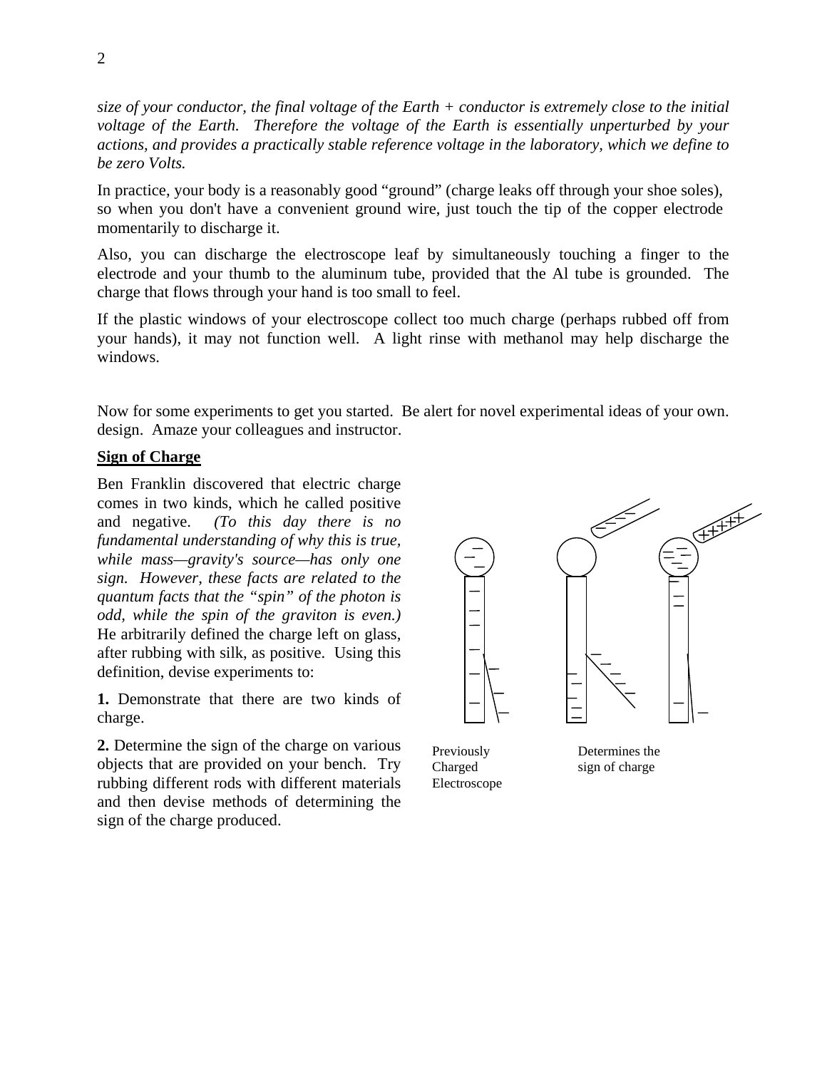*size of your conductor, the final voltage of the Earth + conductor is extremely close to the initial voltage of the Earth. Therefore the voltage of the Earth is essentially unperturbed by your actions, and provides a practically stable reference voltage in the laboratory, which we define to be zero Volts.*

In practice, your body is a reasonably good "ground" (charge leaks off through your shoe soles), so when you don't have a convenient ground wire, just touch the tip of the copper electrode momentarily to discharge it.

Also, you can discharge the electroscope leaf by simultaneously touching a finger to the electrode and your thumb to the aluminum tube, provided that the Al tube is grounded. The charge that flows through your hand is too small to feel.

If the plastic windows of your electroscope collect too much charge (perhaps rubbed off from your hands), it may not function well. A light rinse with methanol may help discharge the windows.

Now for some experiments to get you started. Be alert for novel experimental ideas of your own. design. Amaze your colleagues and instructor.

**Sign of Charge**

Ben Franklin discovered that electric charge comes in two kinds, which he called positive and negative. *(To this day there is no fundamental understanding of why this is true, while mass—gravity's source—has only one sign. However, these facts are related to the quantum facts that the "spin" of the photon is odd, while the spin of the graviton is even.)* He arbitrarily defined the charge left on glass, after rubbing with silk, as positive. Using this definition, devise experiments to:

**1.** Demonstrate that there are two kinds of charge.

**2.** Determine the sign of the charge on various objects that are provided on your bench. Try rubbing different rods with different materials and then devise methods of determining the sign of the charge produced.

Previously Charged Electroscope

Determines the sign of charge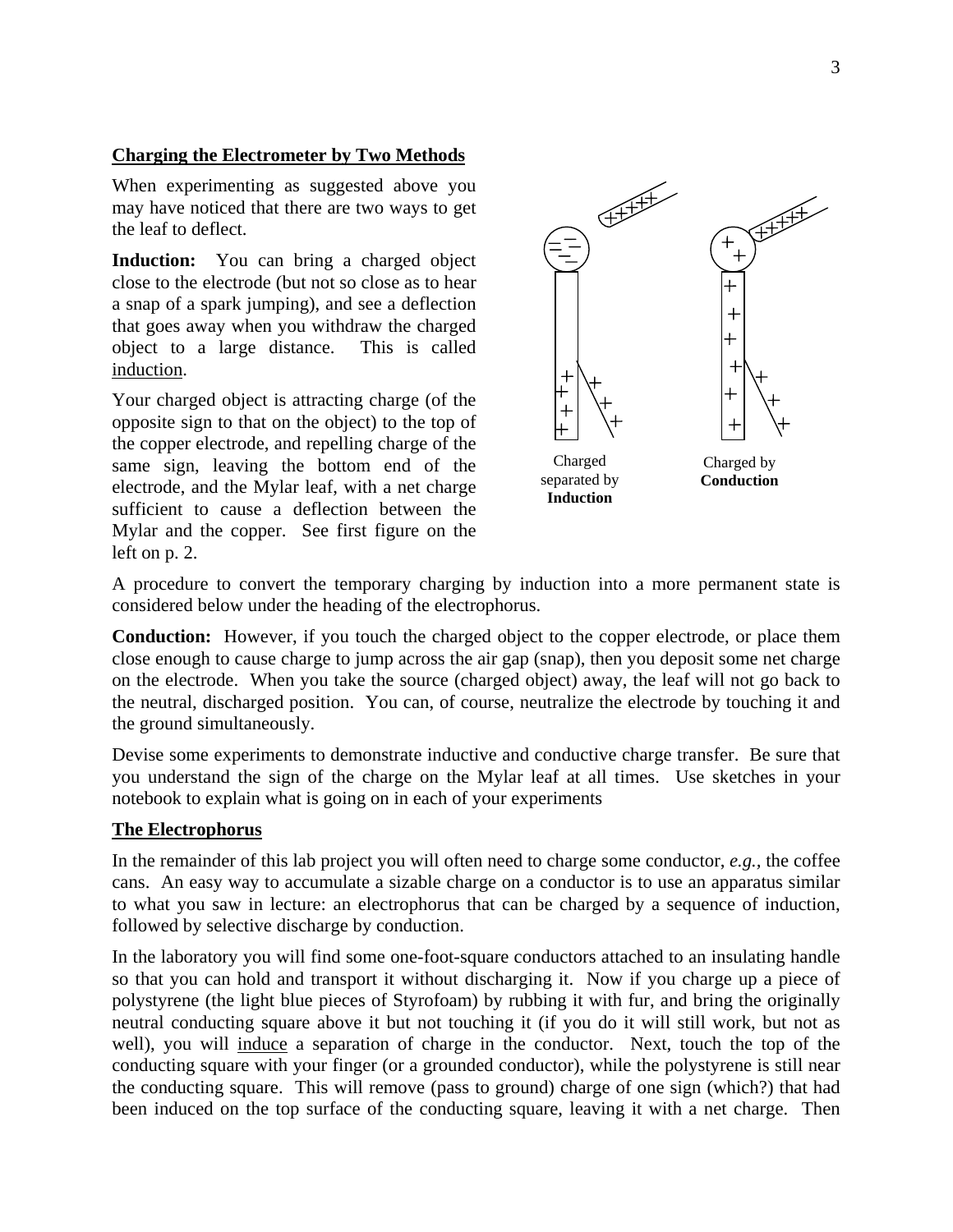## Charging the Electrometer by Two Methods

When experimenting as suggested above you may have noticed that there are two ways to get the leaf to deflect.

**Induction:** You can bring a charged object close to the electrode (but not so close as to hear a snap of a spark jumping), and see a deflection that goes away when you withdraw the charged object to a large distance. This is called induction.

Your charged object is attracting charge (of the opposite sign to that on the object) to the top of the copper electrode, and repelling charge of the same sign, leaving the bottom end of the electrode, and the Mylar leaf, with a net charge sufficient to cause a deflection between the Mylar and the copper. See first figure on the left on p. 2.

Charged separated by **Induction**

Charged by **Conduction**

A procedure to convert the temporary charging by induction into a more permanent state is considered below under the heading of the electrophorus.

**Conduction:** However, if you touch the charged object to the copper electrode, or place them close enough to cause charge to jump across the air gap (snap), then you deposit some net charge on the electrode. When you take the source (charged object) away, the leaf will not go back to the neutral, discharged position. You can, of course, neutralize the electrode by touching it and the ground simultaneously.

Devise some experiments to demonstrate inductive and conductive charge transfer. Be sure that you understand the sign of the charge on the Mylar leaf at all times. Use sketches in your notebook to explain what is going on in each of your experiments

## The Electrophorus

In the remainder of this lab project you will often need to charge some conductor, *e.g.*, the coffee cans. An easy way to accumulate a sizable charge on a conductor is to use an apparatus similar to what you saw in lecture: an electrophorus that can be charged by a sequence of induction, followed by selective discharge by conduction.

In the laboratory you will find some one-foot-square conductors attached to an insulating handle so that you can hold and transport it without discharging it. Now if you charge up a piece of polystyrene (the light blue pieces of Styrofoam) by rubbing it with fur, and bring the originally neutral conducting square above it but not touching it (if you do it will still work, but not as well), you will induce a separation of charge in the conductor. Next, touch the top of the conducting square with your finger (or a grounded conductor), while the polystyrene is still near the conducting square. This will remove (pass to ground) charge of one sign (which?) that had been induced on the top surface of the conducting square, leaving it with a net charge. Then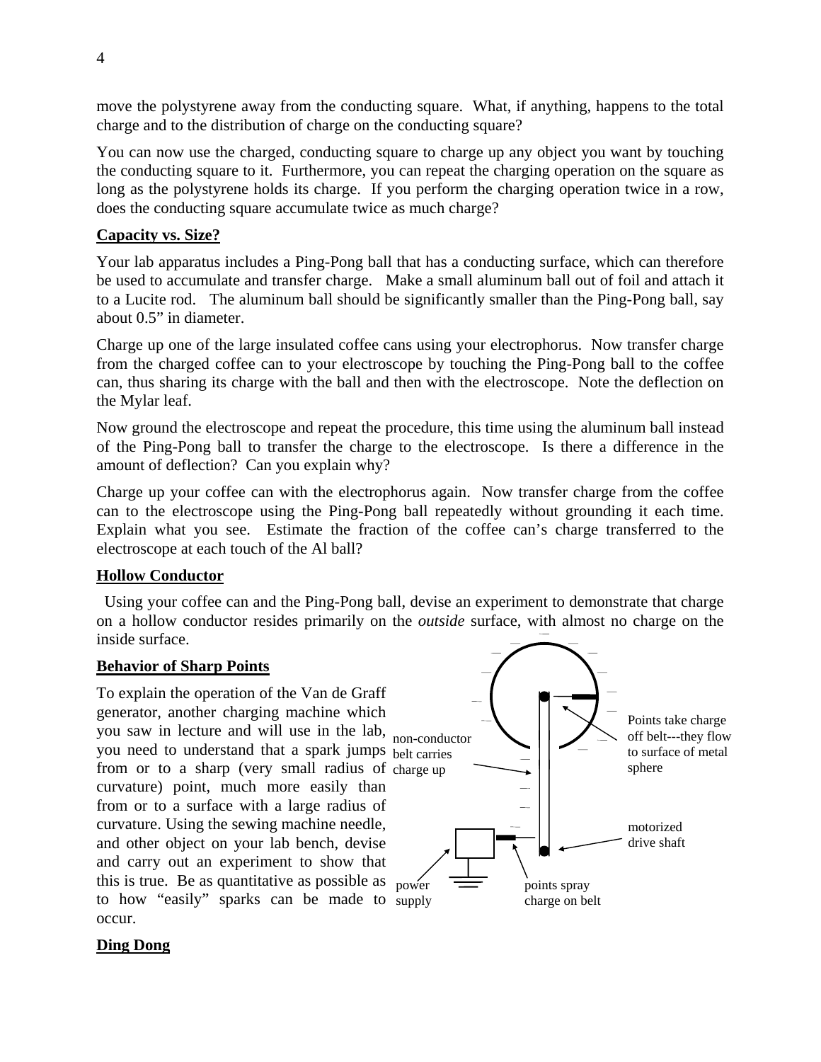move the polystyrene away from the conducting square. What, if anything, happens to the total charge and to the distribution of charge on the conducting square?

You can now use the charged, conducting square to charge up any object you want by touching the conducting square to it. Furthermore, you can repeat the charging operation on the square as long as the polystyrene holds its charge. If you perform the charging operation twice in a row, does the conducting square accumulate twice as much charge?

**Capacity vs. Size?**

Your lab apparatus includes a Ping-Pong ball that has a conducting surface, which can therefore be used to accumulate and transfer charge. Make a small aluminum ball out of foil and attach it to a Lucite rod. The aluminum ball should be significantly smaller than the Ping-Pong ball, say about 0.5" in diameter.

Charge up one of the large insulated coffee cans using your electrophorus. Now transfer charge from the charged coffee can to your electroscope by touching the Ping-Pong ball to the coffee can, thus sharing its charge with the ball and then with the electroscope. Note the deflection on the Mylar leaf.

Now ground the electroscope and repeat the procedure, this time using the aluminum ball instead of the Ping-Pong ball to transfer the charge to the electroscope. Is there a difference in the amount of deflection? Can you explain why?

Charge up your coffee can with the electrophorus again. Now transfer charge from the coffee can to the electroscope using the Ping-Pong ball repeatedly without grounding it each time. Explain what you see. Estimate the fraction of the coffee can's charge transferred to the electroscope at each touch of the Al ball?

**Hollow Conductor**

Using your coffee can and the Ping-Pong ball, devise an experiment to demonstrate that charge on a hollow conductor resides primarily on the *outside* surface, with almost no charge on the inside surface.

**Behavior of Sharp Points**

To explain the operation of the Van de Graff generator, another charging machine which you saw in lecture and will use in the lab, you need to understand that a spark jumps from or to a sharp (very small radius of curvature) point, much more easily than from or to a surface with a large radius of curvature. Using the sewing machine needle, and other object on your lab bench, devise and carry out an experiment to show that this is true. Be as quantitative as possible as to how "easily" sparks can be made to occur.

non-conductor belt carries charge up

Points take charge off belt---they flow to surface of metal sphere

motorized drive shaft

power supply

points spray charge on belt

**Ding Dong**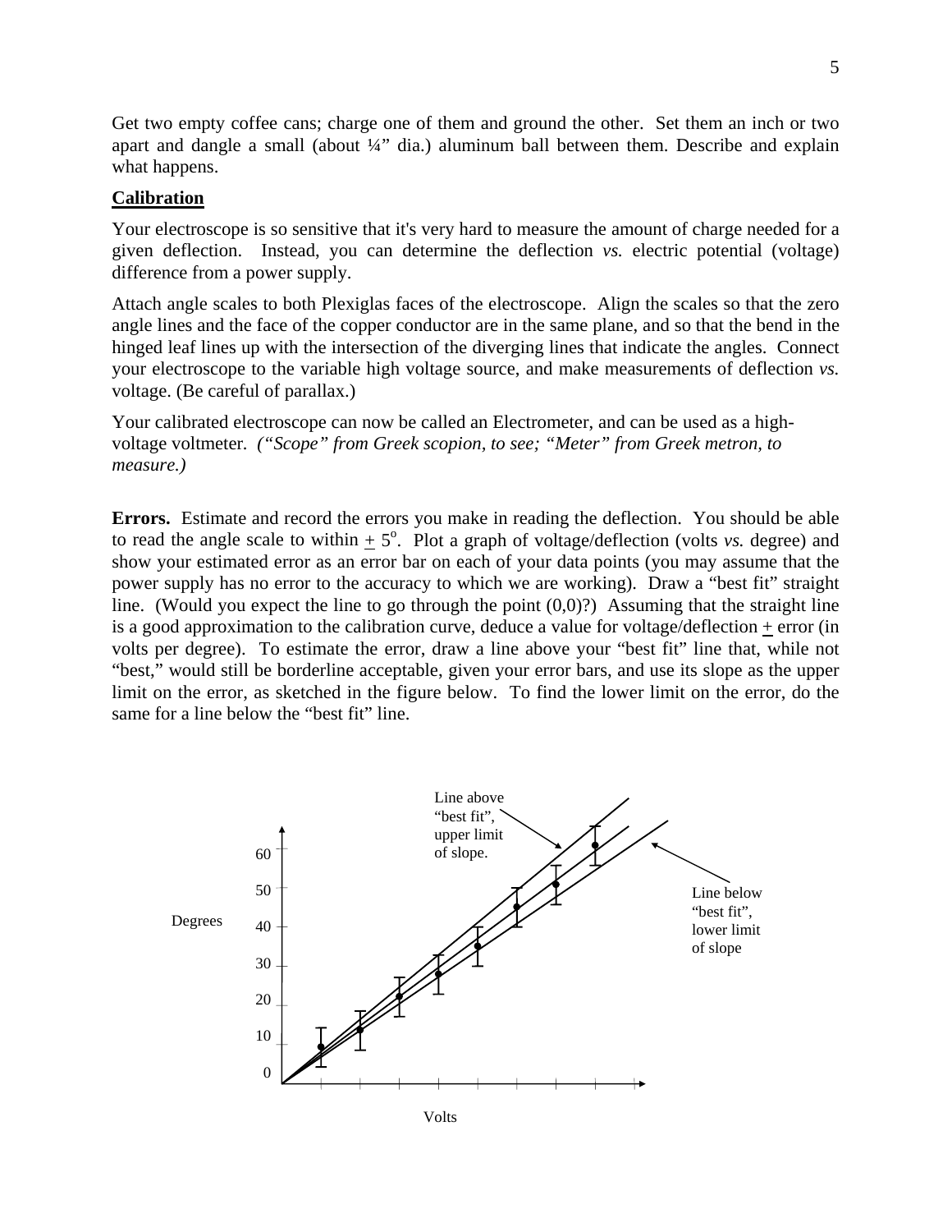Get two empty coffee cans; charge one of them and ground the other. Set them an inch or two apart and dangle a small (about ¼" dia.) aluminum ball between them. Describe and explain what happens.

## Calibration

Your electroscope is so sensitive that it's very hard to measure the amount of charge needed for a given deflection. Instead, you can determine the deflection *vs.* electric potential (voltage) difference from a power supply.

Attach angle scales to both Plexiglas faces of the electroscope. Align the scales so that the zero angle lines and the face of the copper conductor are in the same plane, and so that the bend in the hinged leaf lines up with the intersection of the diverging lines that indicate the angles. Connect your electroscope to the variable high voltage source, and make measurements of deflection *vs.* voltage. (Be careful of parallax.)

Your calibrated electroscope can now be called an Electrometer, and can be used as a high-voltage voltmeter. *("Scope" from Greek scopion, to see; "Meter" from Greek metron, to measure.)*

**Errors.** Estimate and record the errors you make in reading the deflection. You should be able to read the angle scale to within $\pm$ $5^o$. Plot a graph of voltage/deflection (volts *vs.* degree) and show your estimated error as an error bar on each of your data points (you may assume that the power supply has no error to the accuracy to which we are working). Draw a "best fit" straight line. (Would you expect the line to go through the point (0,0)?) Assuming that the straight line is a good approximation to the calibration curve, deduce a value for voltage/deflection $\pm$ error (in volts per degree). To estimate the error, draw a line above your "best fit" line that, while not "best," would still be borderline acceptable, given your error bars, and use its slope as the upper limit on the error, as sketched in the figure below. To find the lower limit on the error, do the same for a line below the "best fit" line.

Degrees (0–60) vs. Volts — Line above "best fit", upper limit of slope. Line below "best fit", lower limit of slope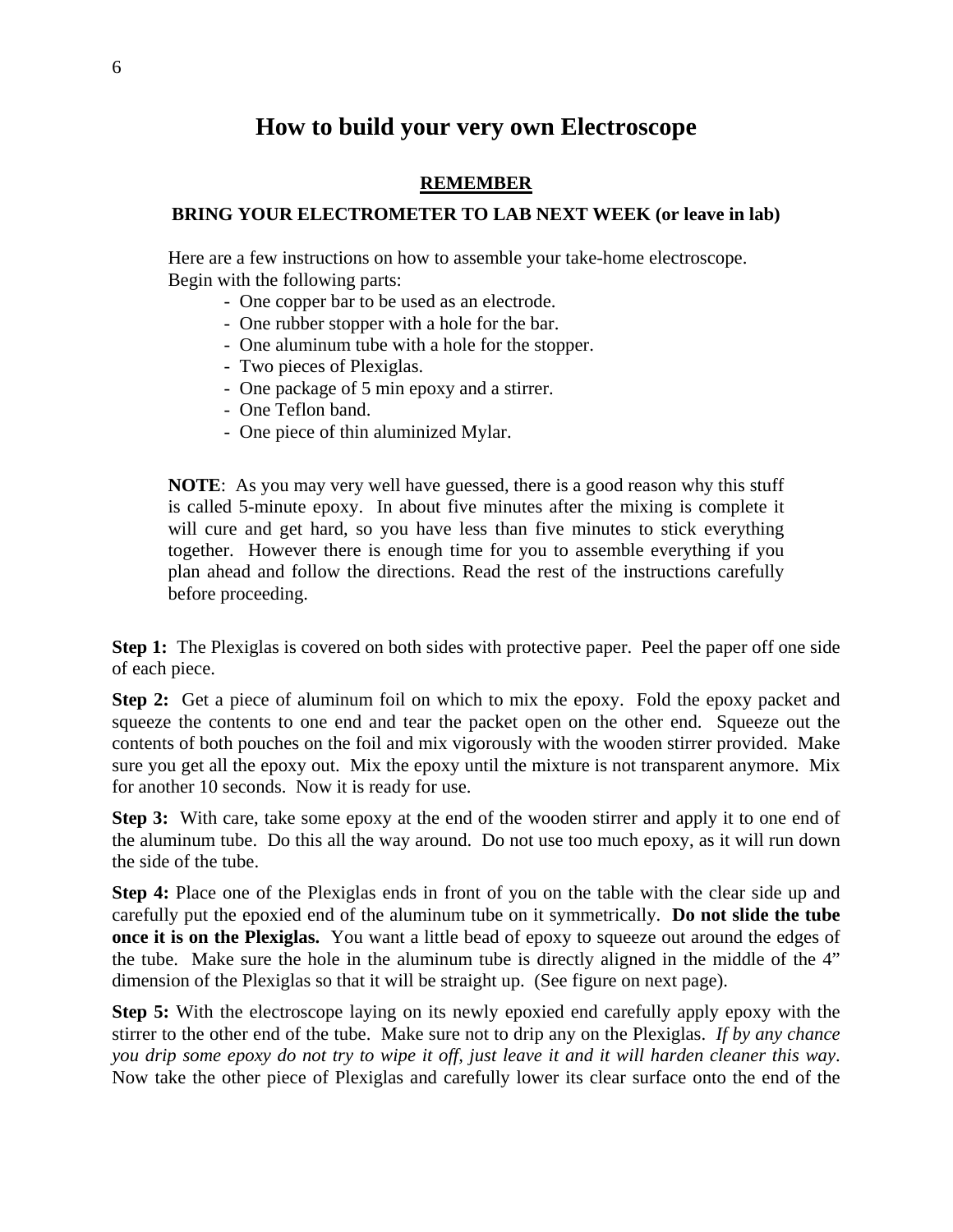# How to build your very own Electroscope

**REMEMBER**

**BRING YOUR ELECTROMETER TO LAB NEXT WEEK (or leave in lab)**

Here are a few instructions on how to assemble your take-home electroscope. Begin with the following parts:

- One copper bar to be used as an electrode.
- One rubber stopper with a hole for the bar.
- One aluminum tube with a hole for the stopper.
- Two pieces of Plexiglas.
- One package of 5 min epoxy and a stirrer.
- One Teflon band.
- One piece of thin aluminized Mylar.

**NOTE**: As you may very well have guessed, there is a good reason why this stuff is called 5-minute epoxy. In about five minutes after the mixing is complete it will cure and get hard, so you have less than five minutes to stick everything together. However there is enough time for you to assemble everything if you plan ahead and follow the directions. Read the rest of the instructions carefully before proceeding.

**Step 1:** The Plexiglas is covered on both sides with protective paper. Peel the paper off one side of each piece.

**Step 2:** Get a piece of aluminum foil on which to mix the epoxy. Fold the epoxy packet and squeeze the contents to one end and tear the packet open on the other end. Squeeze out the contents of both pouches on the foil and mix vigorously with the wooden stirrer provided. Make sure you get all the epoxy out. Mix the epoxy until the mixture is not transparent anymore. Mix for another 10 seconds. Now it is ready for use.

**Step 3:** With care, take some epoxy at the end of the wooden stirrer and apply it to one end of the aluminum tube. Do this all the way around. Do not use too much epoxy, as it will run down the side of the tube.

**Step 4:** Place one of the Plexiglas ends in front of you on the table with the clear side up and carefully put the epoxied end of the aluminum tube on it symmetrically. **Do not slide the tube once it is on the Plexiglas.** You want a little bead of epoxy to squeeze out around the edges of the tube. Make sure the hole in the aluminum tube is directly aligned in the middle of the 4" dimension of the Plexiglas so that it will be straight up. (See figure on next page).

**Step 5:** With the electroscope laying on its newly epoxied end carefully apply epoxy with the stirrer to the other end of the tube. Make sure not to drip any on the Plexiglas. *If by any chance you drip some epoxy do not try to wipe it off, just leave it and it will harden cleaner this way*. Now take the other piece of Plexiglas and carefully lower its clear surface onto the end of the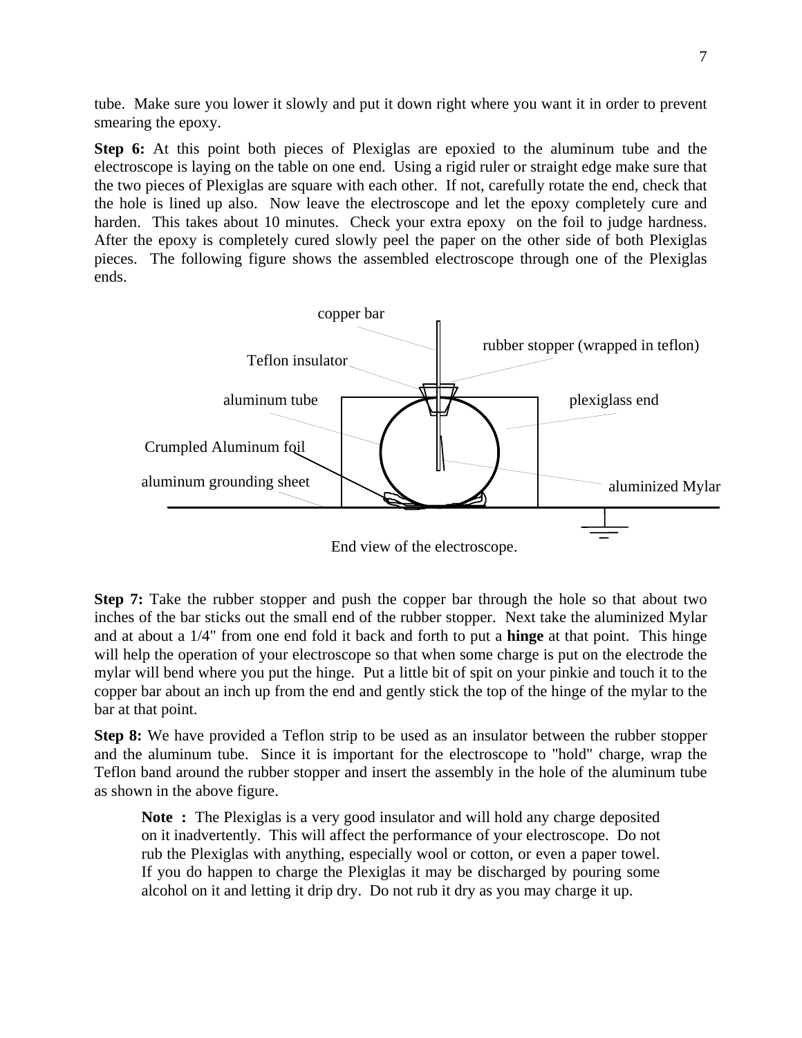tube. Make sure you lower it slowly and put it down right where you want it in order to prevent smearing the epoxy.

**Step 6:** At this point both pieces of Plexiglas are epoxied to the aluminum tube and the electroscope is laying on the table on one end. Using a rigid ruler or straight edge make sure that the two pieces of Plexiglas are square with each other. If not, carefully rotate the end, check that the hole is lined up also. Now leave the electroscope and let the epoxy completely cure and harden. This takes about 10 minutes. Check your extra epoxy on the foil to judge hardness. After the epoxy is completely cured slowly peel the paper on the other side of both Plexiglas pieces. The following figure shows the assembled electroscope through one of the Plexiglas ends.

copper bar

rubber stopper (wrapped in teflon)

Teflon insulator

aluminum tube

plexiglass end

Crumpled Aluminum foil

aluminum grounding sheet

aluminized Mylar

End view of the electroscope.

**Step 7:** Take the rubber stopper and push the copper bar through the hole so that about two inches of the bar sticks out the small end of the rubber stopper. Next take the aluminized Mylar and at about a 1/4" from one end fold it back and forth to put a **hinge** at that point. This hinge will help the operation of your electroscope so that when some charge is put on the electrode the mylar will bend where you put the hinge. Put a little bit of spit on your pinkie and touch it to the copper bar about an inch up from the end and gently stick the top of the hinge of the mylar to the bar at that point.

**Step 8:** We have provided a Teflon strip to be used as an insulator between the rubber stopper and the aluminum tube. Since it is important for the electroscope to "hold" charge, wrap the Teflon band around the rubber stopper and insert the assembly in the hole of the aluminum tube as shown in the above figure.

> **Note :** The Plexiglas is a very good insulator and will hold any charge deposited on it inadvertently. This will affect the performance of your electroscope. Do not rub the Plexiglas with anything, especially wool or cotton, or even a paper towel. If you do happen to charge the Plexiglas it may be discharged by pouring some alcohol on it and letting it drip dry. Do not rub it dry as you may charge it up.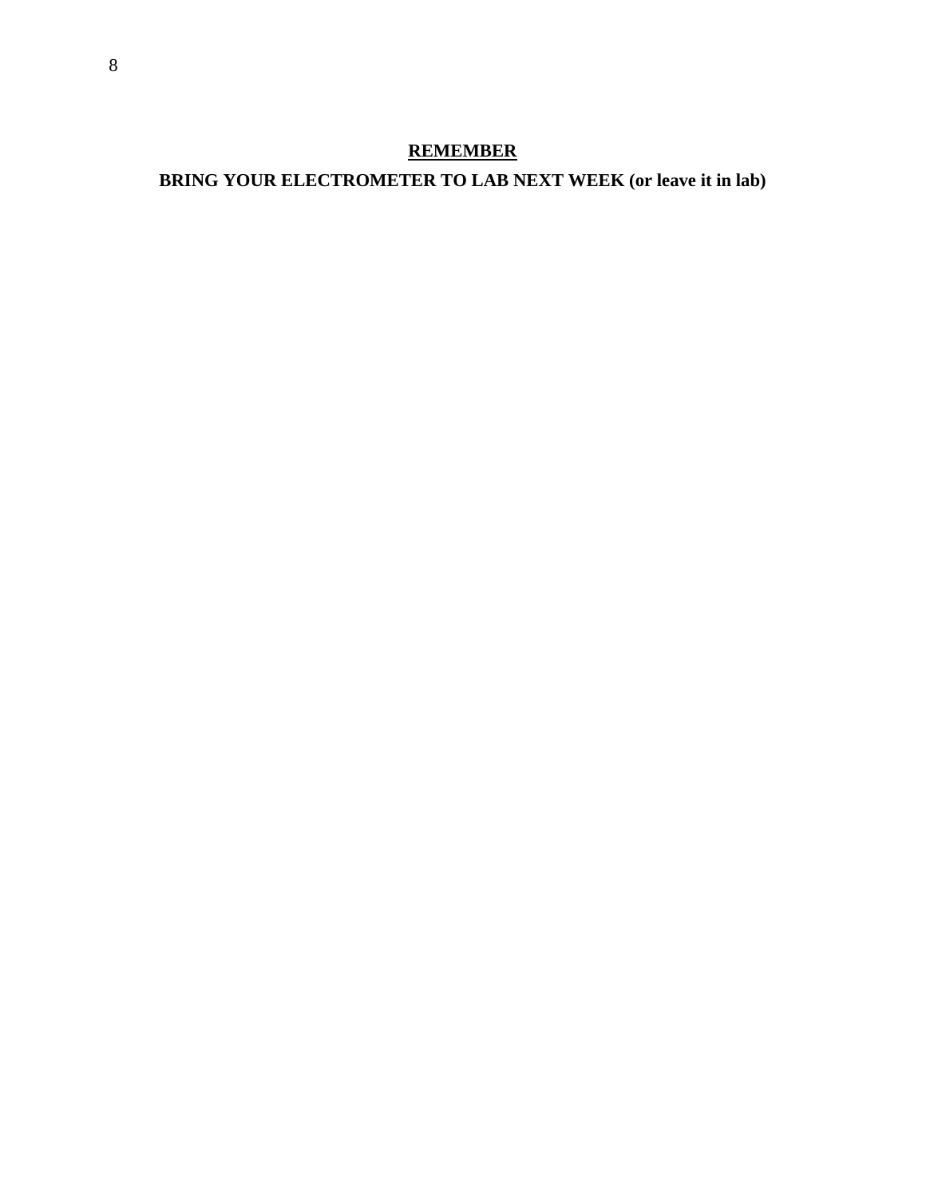**REMEMBER**

**BRING YOUR ELECTROMETER TO LAB NEXT WEEK (or leave it in lab)**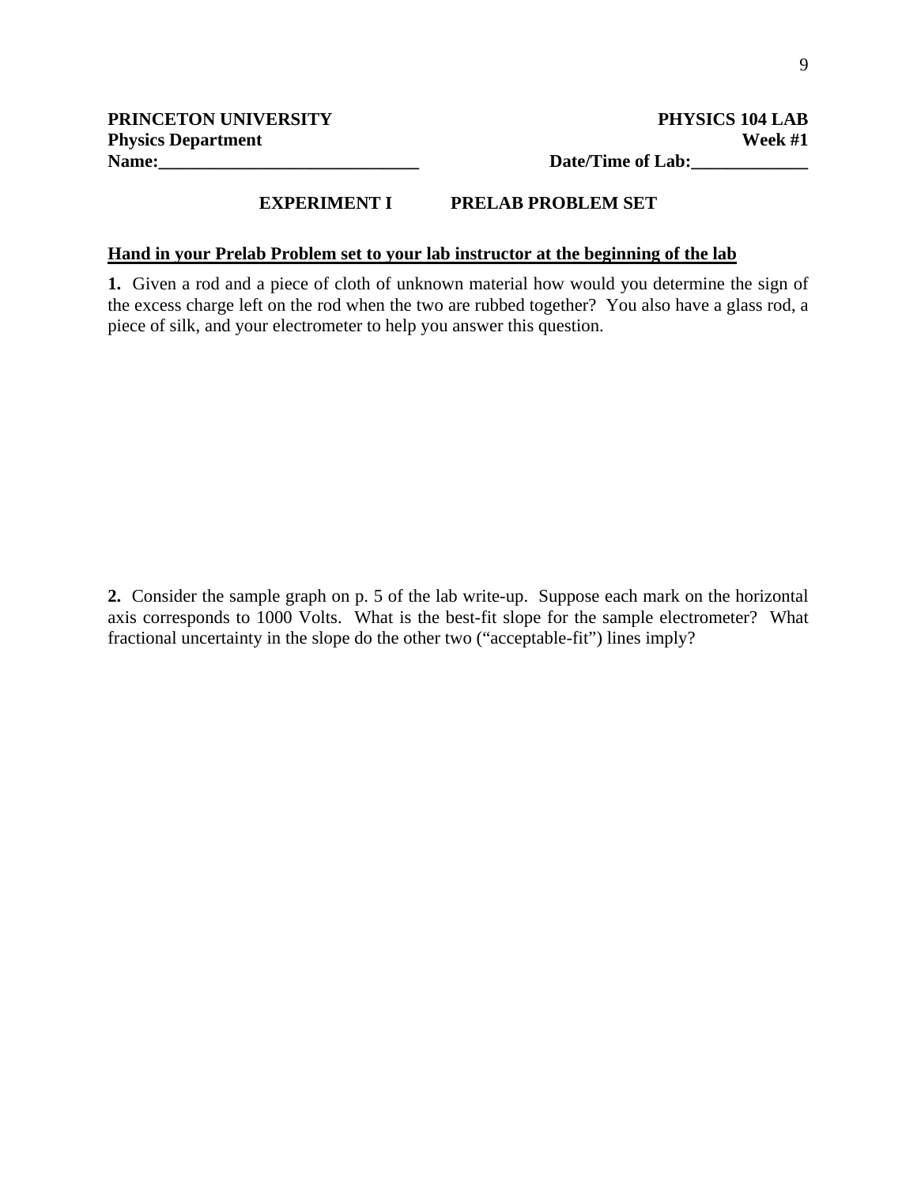**PRINCETON UNIVERSITY** **PHYSICS 104 LAB**
**Physics Department** **Week #1**
**Name:\_\_\_\_\_\_\_\_\_\_\_\_\_\_\_\_\_\_\_\_\_\_\_\_\_\_\_\_\_\_** **Date/Time of Lab:\_\_\_\_\_\_\_\_\_\_\_\_\_**

## EXPERIMENT I PRELAB PROBLEM SET

**Hand in your Prelab Problem set to your lab instructor at the beginning of the lab**

**1.** Given a rod and a piece of cloth of unknown material how would you determine the sign of the excess charge left on the rod when the two are rubbed together? You also have a glass rod, a piece of silk, and your electrometer to help you answer this question.

**2.** Consider the sample graph on p. 5 of the lab write-up. Suppose each mark on the horizontal axis corresponds to 1000 Volts. What is the best-fit slope for the sample electrometer? What fractional uncertainty in the slope do the other two ("acceptable-fit") lines imply?